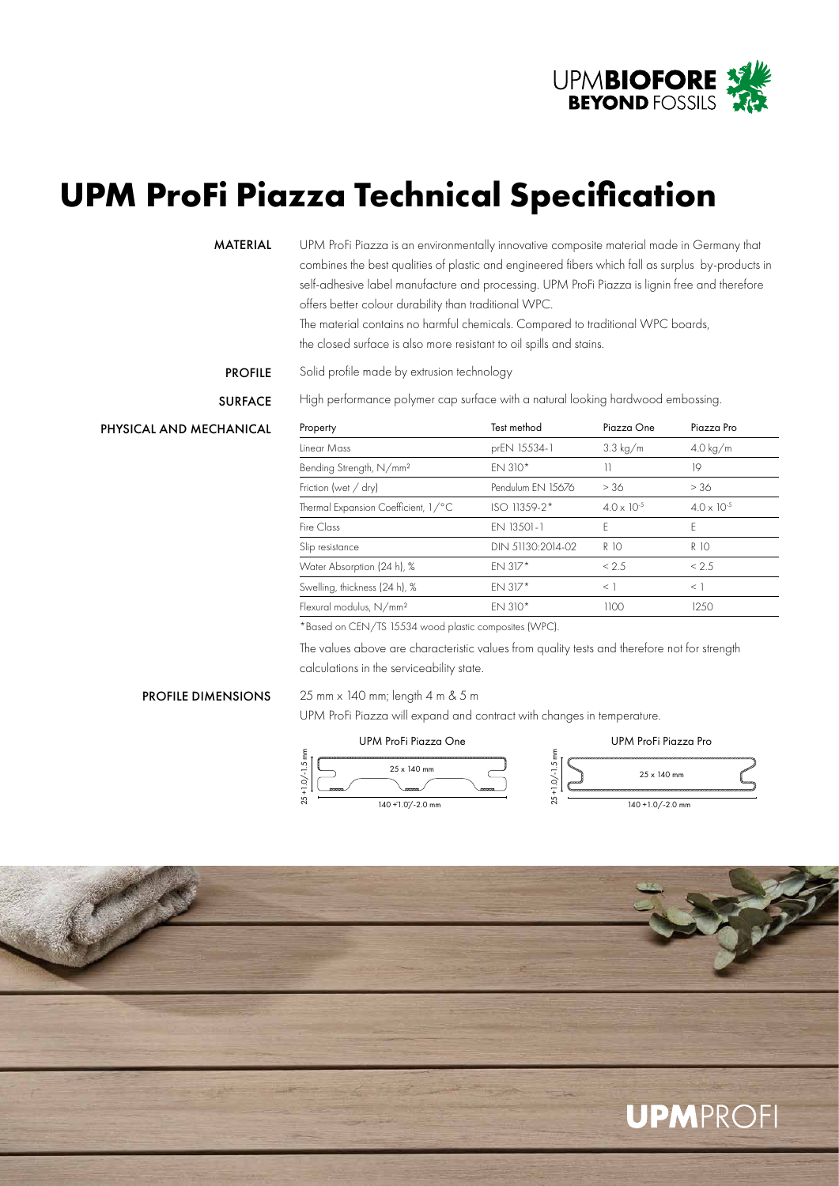# UPM ProFi Piazza Technical Specification

**MATERIAL**

UPM ProFi Piazza is an environmentally innovative composite material made in Germany that combines the best qualities of plastic and engineered fibers which fall as surplus by-products in self-adhesive label manufacture and processing. UPM ProFi Piazza is lignin free and therefore offers better colour durability than traditional WPC.

The material contains no harmful chemicals. Compared to traditional WPC boards, the closed surface is also more resistant to oil spills and stains.

**PROFILE**

Solid profile made by extrusion technology

**SURFACE**

High performance polymer cap surface with a natural looking hardwood embossing.

**PHYSICAL AND MECHANICAL**

| Property | Test method | Piazza One | Piazza Pro |
|---|---|---|---|
| Linear Mass | prEN 15534-1 | 3.3 kg/m | 4.0 kg/m |
| Bending Strength, N/mm² | EN 310* | 11 | 19 |
| Friction (wet / dry) | Pendulum EN 15676 | > 36 | > 36 |
| Thermal Expansion Coefficient, 1/°C | ISO 11359-2* | $4.0 \times 10^{-5}$ | $4.0 \times 10^{-5}$ |
| Fire Class | EN 13501-1 | E | E |
| Slip resistance | DIN 51130:2014-02 | R 10 | R 10 |
| Water Absorption (24 h), % | EN 317* | < 2.5 | < 2.5 |
| Swelling, thickness (24 h), % | EN 317* | < 1 | < 1 |
| Flexural modulus, N/mm² | EN 310* | 1100 | 1250 |

*Based on CEN/TS 15534 wood plastic composites (WPC).

The values above are characteristic values from quality tests and therefore not for strength calculations in the serviceability state.

**PROFILE DIMENSIONS**

25 mm x 140 mm; length 4 m & 5 m

UPM ProFi Piazza will expand and contract with changes in temperature.

UPM ProFi Piazza One

25 +1.0/-1.5 mm — 25 x 140 mm — 140 +1.0/-2.0 mm

UPM ProFi Piazza Pro

25 +1.0/-1.5 mm — 25 x 140 mm — 140 +1.0/-2.0 mm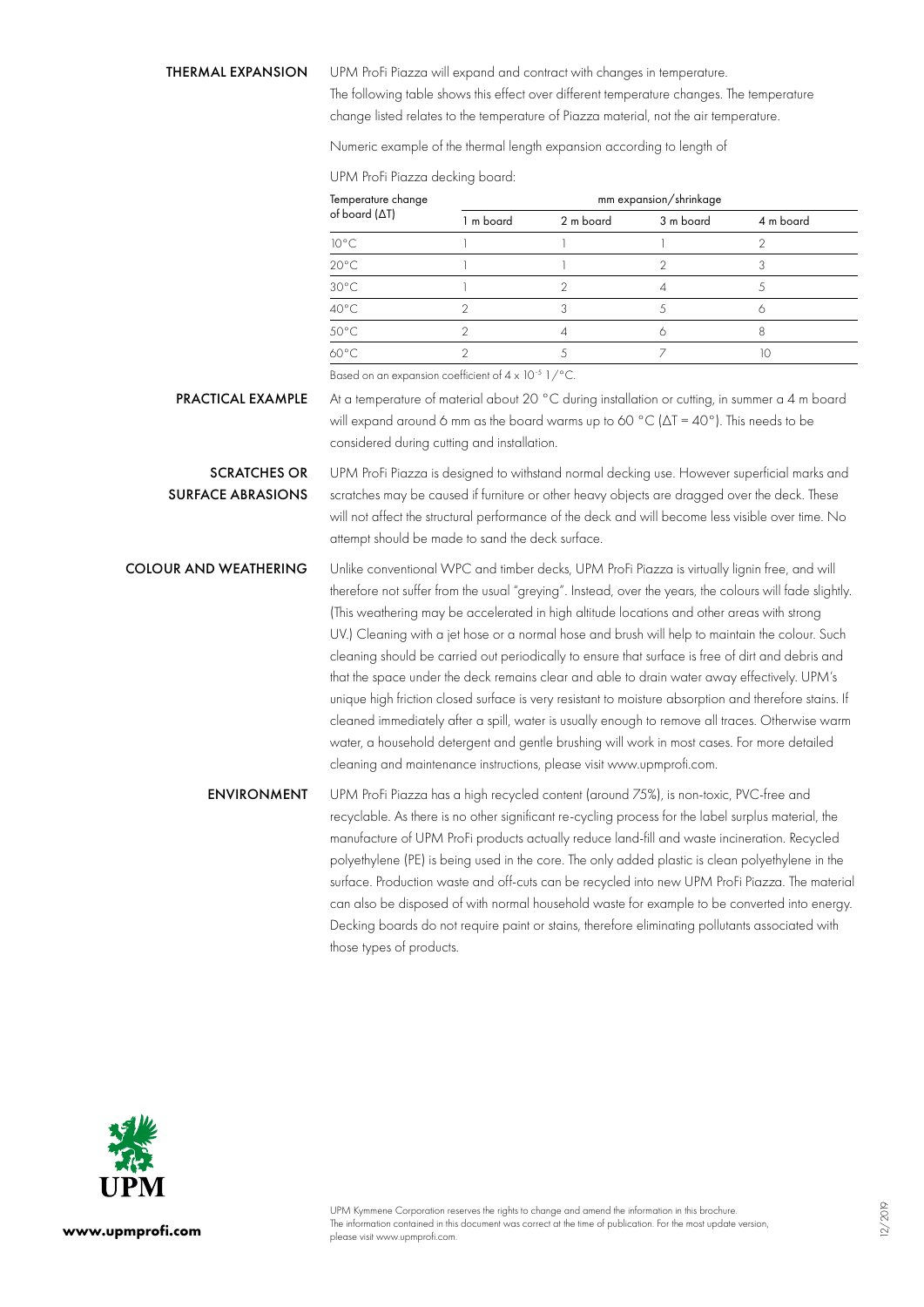## THERMAL EXPANSION

UPM ProFi Piazza will expand and contract with changes in temperature. The following table shows this effect over different temperature changes. The temperature change listed relates to the temperature of Piazza material, not the air temperature.

Numeric example of the thermal length expansion according to length of

UPM ProFi Piazza decking board:

| Temperature change of board (ΔT) | mm expansion/shrinkage | | | |
|---|---|---|---|---|
| | 1 m board | 2 m board | 3 m board | 4 m board |
| 10°C | 1 | 1 | 1 | 2 |
| 20°C | 1 | 1 | 2 | 3 |
| 30°C | 1 | 2 | 4 | 5 |
| 40°C | 2 | 3 | 5 | 6 |
| 50°C | 2 | 4 | 6 | 8 |
| 60°C | 2 | 5 | 7 | 10 |

Based on an expansion coefficient of $4 \times 10^{-5}$ 1/°C.

## PRACTICAL EXAMPLE

At a temperature of material about 20 °C during installation or cutting, in summer a 4 m board will expand around 6 mm as the board warms up to 60 °C (ΔT = 40°). This needs to be considered during cutting and installation.

## SCRATCHES OR SURFACE ABRASIONS

UPM ProFi Piazza is designed to withstand normal decking use. However superficial marks and scratches may be caused if furniture or other heavy objects are dragged over the deck. These will not affect the structural performance of the deck and will become less visible over time. No attempt should be made to sand the deck surface.

## COLOUR AND WEATHERING

Unlike conventional WPC and timber decks, UPM ProFi Piazza is virtually lignin free, and will therefore not suffer from the usual "greying". Instead, over the years, the colours will fade slightly. (This weathering may be accelerated in high altitude locations and other areas with strong UV.) Cleaning with a jet hose or a normal hose and brush will help to maintain the colour. Such cleaning should be carried out periodically to ensure that surface is free of dirt and debris and that the space under the deck remains clear and able to drain water away effectively. UPM's unique high friction closed surface is very resistant to moisture absorption and therefore stains. If cleaned immediately after a spill, water is usually enough to remove all traces. Otherwise warm water, a household detergent and gentle brushing will work in most cases. For more detailed cleaning and maintenance instructions, please visit www.upmprofi.com.

## ENVIRONMENT

UPM ProFi Piazza has a high recycled content (around 75%), is non-toxic, PVC-free and recyclable. As there is no other significant re-cycling process for the label surplus material, the manufacture of UPM ProFi products actually reduce land-fill and waste incineration. Recycled polyethylene (PE) is being used in the core. The only added plastic is clean polyethylene in the surface. Production waste and off-cuts can be recycled into new UPM ProFi Piazza. The material can also be disposed of with normal household waste for example to be converted into energy. Decking boards do not require paint or stains, therefore eliminating pollutants associated with those types of products.

UPM

www.upmprofi.com

UPM Kymmene Corporation reserves the rights to change and amend the information in this brochure. The information contained in this document was correct at the time of publication. For the most update version, please visit www.upmprofi.com.

12/2019